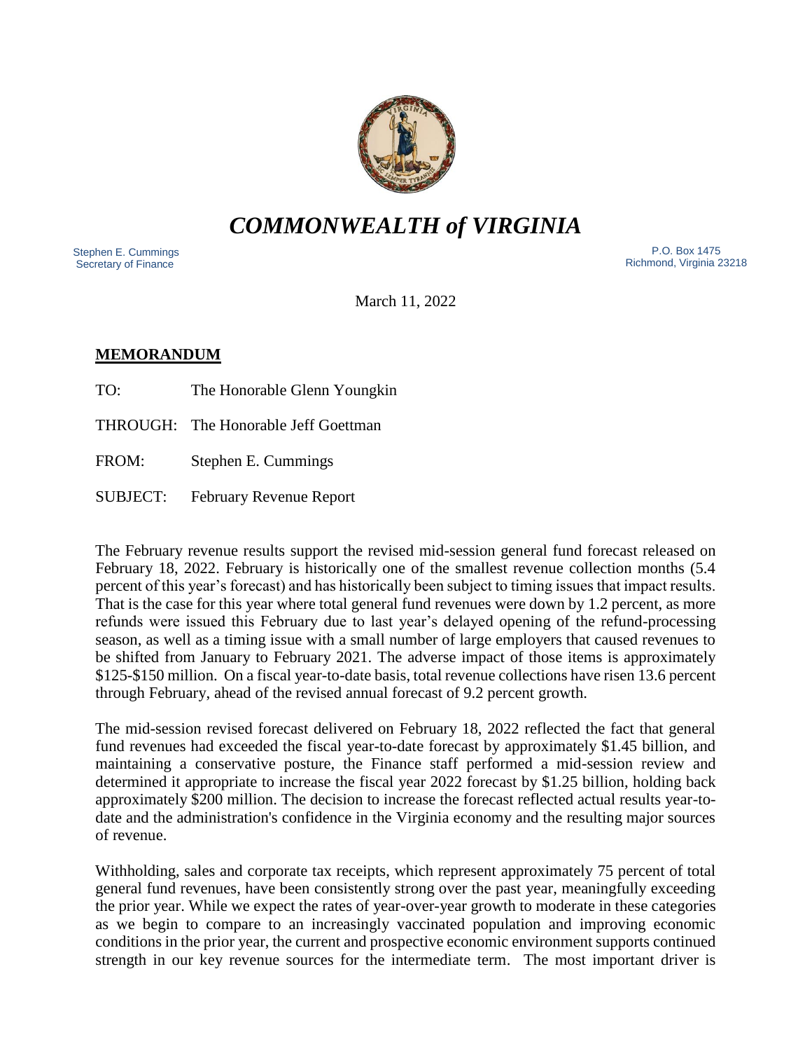# *COMMONWEALTH of VIRGINIA*

Stephen E. Cummings
Secretary of Finance

P.O. Box 1475
Richmond, Virginia 23218

March 11, 2022

## **MEMORANDUM**

TO: The Honorable Glenn Youngkin

THROUGH: The Honorable Jeff Goettman

FROM: Stephen E. Cummings

SUBJECT: February Revenue Report

The February revenue results support the revised mid-session general fund forecast released on February 18, 2022. February is historically one of the smallest revenue collection months (5.4 percent of this year's forecast) and has historically been subject to timing issues that impact results. That is the case for this year where total general fund revenues were down by 1.2 percent, as more refunds were issued this February due to last year's delayed opening of the refund-processing season, as well as a timing issue with a small number of large employers that caused revenues to be shifted from January to February 2021. The adverse impact of those items is approximately $125-$150 million. On a fiscal year-to-date basis, total revenue collections have risen 13.6 percent through February, ahead of the revised annual forecast of 9.2 percent growth.

The mid-session revised forecast delivered on February 18, 2022 reflected the fact that general fund revenues had exceeded the fiscal year-to-date forecast by approximately $1.45 billion, and maintaining a conservative posture, the Finance staff performed a mid-session review and determined it appropriate to increase the fiscal year 2022 forecast by $1.25 billion, holding back approximately $200 million. The decision to increase the forecast reflected actual results year-to-date and the administration's confidence in the Virginia economy and the resulting major sources of revenue.

Withholding, sales and corporate tax receipts, which represent approximately 75 percent of total general fund revenues, have been consistently strong over the past year, meaningfully exceeding the prior year. While we expect the rates of year-over-year growth to moderate in these categories as we begin to compare to an increasingly vaccinated population and improving economic conditions in the prior year, the current and prospective economic environment supports continued strength in our key revenue sources for the intermediate term. The most important driver is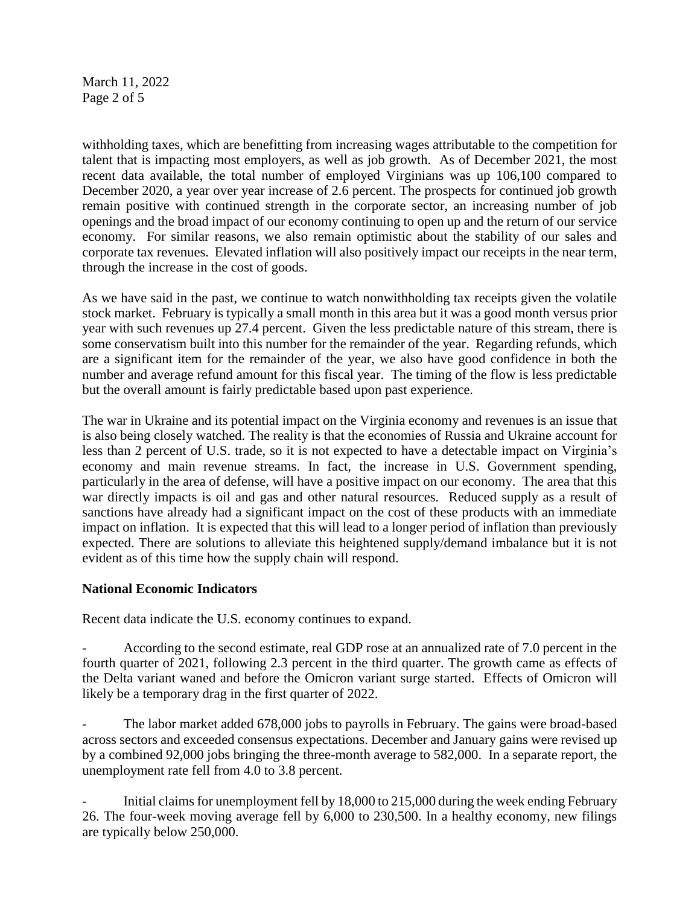withholding taxes, which are benefitting from increasing wages attributable to the competition for talent that is impacting most employers, as well as job growth. As of December 2021, the most recent data available, the total number of employed Virginians was up 106,100 compared to December 2020, a year over year increase of 2.6 percent. The prospects for continued job growth remain positive with continued strength in the corporate sector, an increasing number of job openings and the broad impact of our economy continuing to open up and the return of our service economy. For similar reasons, we also remain optimistic about the stability of our sales and corporate tax revenues. Elevated inflation will also positively impact our receipts in the near term, through the increase in the cost of goods.

As we have said in the past, we continue to watch nonwithholding tax receipts given the volatile stock market. February is typically a small month in this area but it was a good month versus prior year with such revenues up 27.4 percent. Given the less predictable nature of this stream, there is some conservatism built into this number for the remainder of the year. Regarding refunds, which are a significant item for the remainder of the year, we also have good confidence in both the number and average refund amount for this fiscal year. The timing of the flow is less predictable but the overall amount is fairly predictable based upon past experience.

The war in Ukraine and its potential impact on the Virginia economy and revenues is an issue that is also being closely watched. The reality is that the economies of Russia and Ukraine account for less than 2 percent of U.S. trade, so it is not expected to have a detectable impact on Virginia's economy and main revenue streams. In fact, the increase in U.S. Government spending, particularly in the area of defense, will have a positive impact on our economy. The area that this war directly impacts is oil and gas and other natural resources. Reduced supply as a result of sanctions have already had a significant impact on the cost of these products with an immediate impact on inflation. It is expected that this will lead to a longer period of inflation than previously expected. There are solutions to alleviate this heightened supply/demand imbalance but it is not evident as of this time how the supply chain will respond.

**National Economic Indicators**

Recent data indicate the U.S. economy continues to expand.

- According to the second estimate, real GDP rose at an annualized rate of 7.0 percent in the fourth quarter of 2021, following 2.3 percent in the third quarter. The growth came as effects of the Delta variant waned and before the Omicron variant surge started. Effects of Omicron will likely be a temporary drag in the first quarter of 2022.

- The labor market added 678,000 jobs to payrolls in February. The gains were broad-based across sectors and exceeded consensus expectations. December and January gains were revised up by a combined 92,000 jobs bringing the three-month average to 582,000. In a separate report, the unemployment rate fell from 4.0 to 3.8 percent.

- Initial claims for unemployment fell by 18,000 to 215,000 during the week ending February 26. The four-week moving average fell by 6,000 to 230,500. In a healthy economy, new filings are typically below 250,000.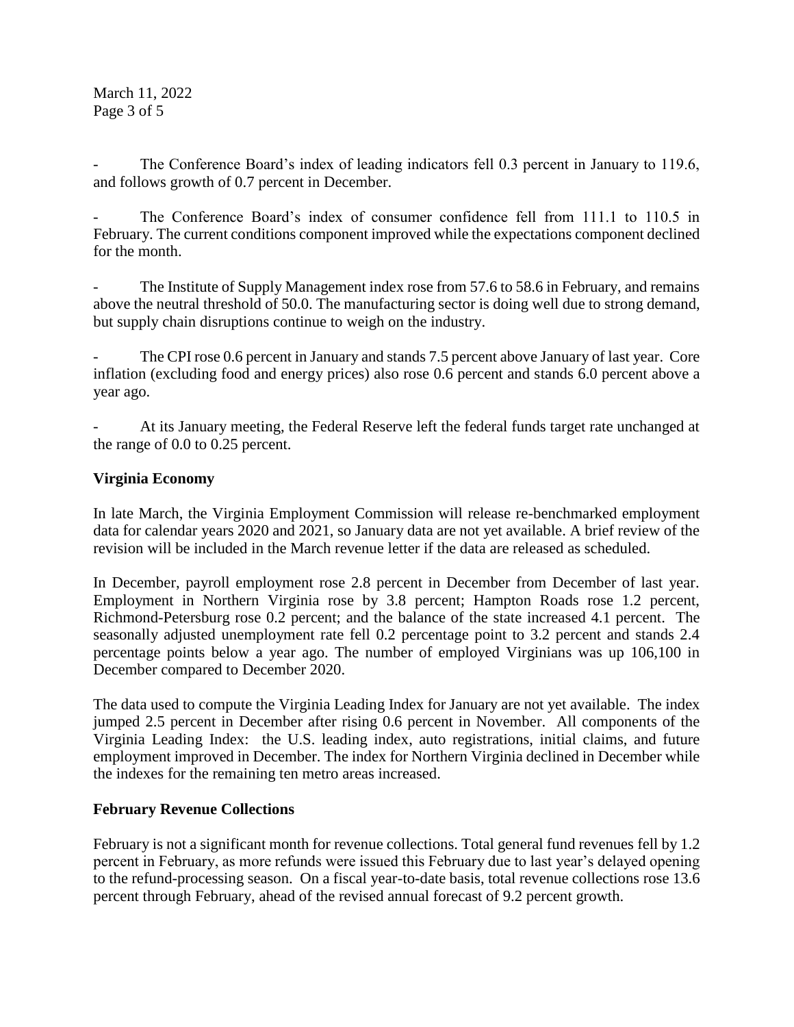- The Conference Board's index of leading indicators fell 0.3 percent in January to 119.6, and follows growth of 0.7 percent in December.

- The Conference Board's index of consumer confidence fell from 111.1 to 110.5 in February. The current conditions component improved while the expectations component declined for the month.

- The Institute of Supply Management index rose from 57.6 to 58.6 in February, and remains above the neutral threshold of 50.0. The manufacturing sector is doing well due to strong demand, but supply chain disruptions continue to weigh on the industry.

- The CPI rose 0.6 percent in January and stands 7.5 percent above January of last year. Core inflation (excluding food and energy prices) also rose 0.6 percent and stands 6.0 percent above a year ago.

- At its January meeting, the Federal Reserve left the federal funds target rate unchanged at the range of 0.0 to 0.25 percent.

**Virginia Economy**

In late March, the Virginia Employment Commission will release re-benchmarked employment data for calendar years 2020 and 2021, so January data are not yet available. A brief review of the revision will be included in the March revenue letter if the data are released as scheduled.

In December, payroll employment rose 2.8 percent in December from December of last year. Employment in Northern Virginia rose by 3.8 percent; Hampton Roads rose 1.2 percent, Richmond-Petersburg rose 0.2 percent; and the balance of the state increased 4.1 percent. The seasonally adjusted unemployment rate fell 0.2 percentage point to 3.2 percent and stands 2.4 percentage points below a year ago. The number of employed Virginians was up 106,100 in December compared to December 2020.

The data used to compute the Virginia Leading Index for January are not yet available. The index jumped 2.5 percent in December after rising 0.6 percent in November. All components of the Virginia Leading Index: the U.S. leading index, auto registrations, initial claims, and future employment improved in December. The index for Northern Virginia declined in December while the indexes for the remaining ten metro areas increased.

**February Revenue Collections**

February is not a significant month for revenue collections. Total general fund revenues fell by 1.2 percent in February, as more refunds were issued this February due to last year's delayed opening to the refund-processing season. On a fiscal year-to-date basis, total revenue collections rose 13.6 percent through February, ahead of the revised annual forecast of 9.2 percent growth.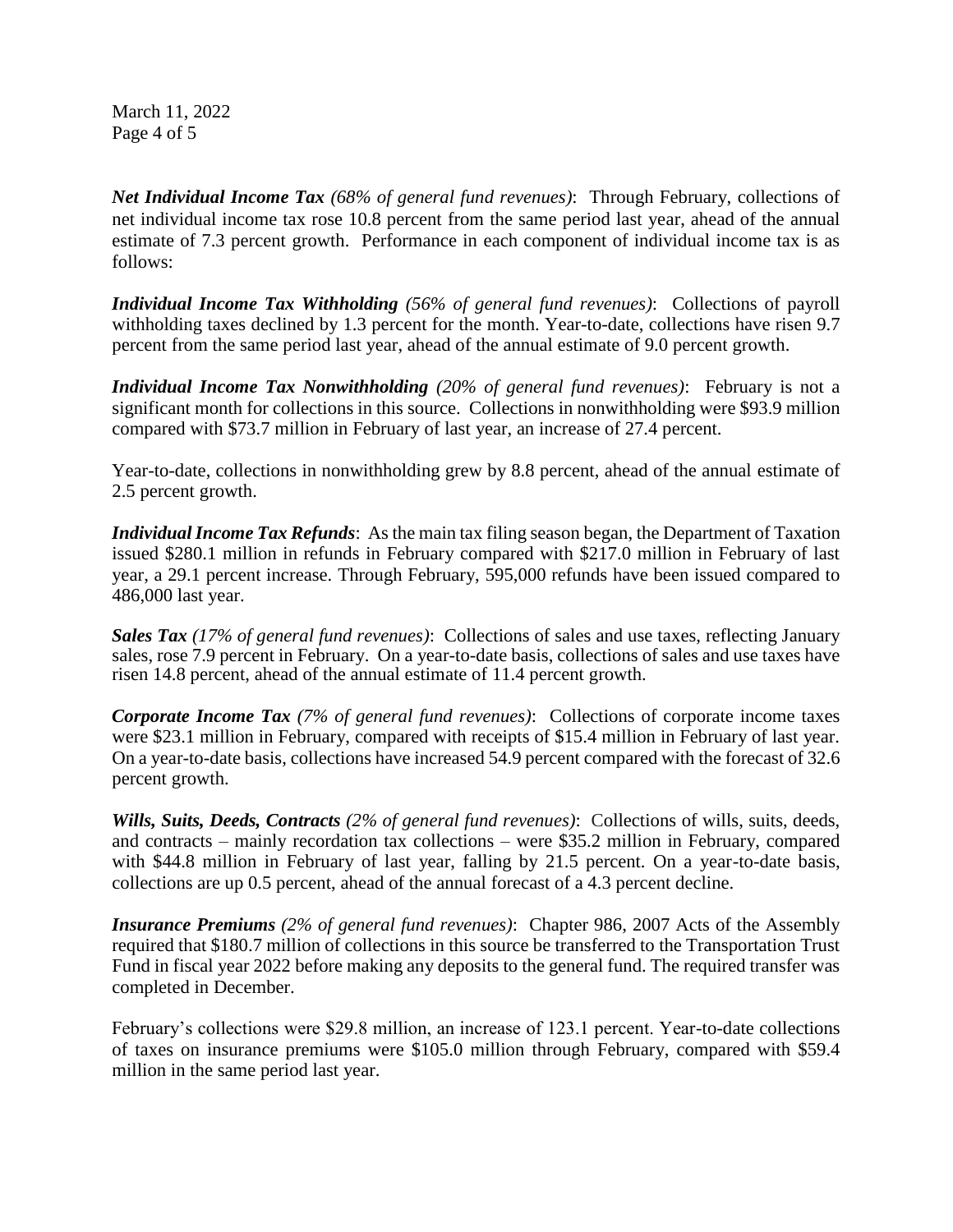***Net Individual Income Tax*** *(68% of general fund revenues)*: Through February, collections of net individual income tax rose 10.8 percent from the same period last year, ahead of the annual estimate of 7.3 percent growth. Performance in each component of individual income tax is as follows:

***Individual Income Tax Withholding*** *(56% of general fund revenues)*: Collections of payroll withholding taxes declined by 1.3 percent for the month. Year-to-date, collections have risen 9.7 percent from the same period last year, ahead of the annual estimate of 9.0 percent growth.

***Individual Income Tax Nonwithholding*** *(20% of general fund revenues)*: February is not a significant month for collections in this source. Collections in nonwithholding were $93.9 million compared with $73.7 million in February of last year, an increase of 27.4 percent.

Year-to-date, collections in nonwithholding grew by 8.8 percent, ahead of the annual estimate of 2.5 percent growth.

***Individual Income Tax Refunds***: As the main tax filing season began, the Department of Taxation issued $280.1 million in refunds in February compared with $217.0 million in February of last year, a 29.1 percent increase. Through February, 595,000 refunds have been issued compared to 486,000 last year.

***Sales Tax*** *(17% of general fund revenues)*: Collections of sales and use taxes, reflecting January sales, rose 7.9 percent in February. On a year-to-date basis, collections of sales and use taxes have risen 14.8 percent, ahead of the annual estimate of 11.4 percent growth.

***Corporate Income Tax*** *(7% of general fund revenues)*: Collections of corporate income taxes were $23.1 million in February, compared with receipts of $15.4 million in February of last year. On a year-to-date basis, collections have increased 54.9 percent compared with the forecast of 32.6 percent growth.

***Wills, Suits, Deeds, Contracts*** *(2% of general fund revenues)*: Collections of wills, suits, deeds, and contracts – mainly recordation tax collections – were $35.2 million in February, compared with $44.8 million in February of last year, falling by 21.5 percent. On a year-to-date basis, collections are up 0.5 percent, ahead of the annual forecast of a 4.3 percent decline.

***Insurance Premiums*** *(2% of general fund revenues)*: Chapter 986, 2007 Acts of the Assembly required that $180.7 million of collections in this source be transferred to the Transportation Trust Fund in fiscal year 2022 before making any deposits to the general fund. The required transfer was completed in December.

February's collections were $29.8 million, an increase of 123.1 percent. Year-to-date collections of taxes on insurance premiums were $105.0 million through February, compared with $59.4 million in the same period last year.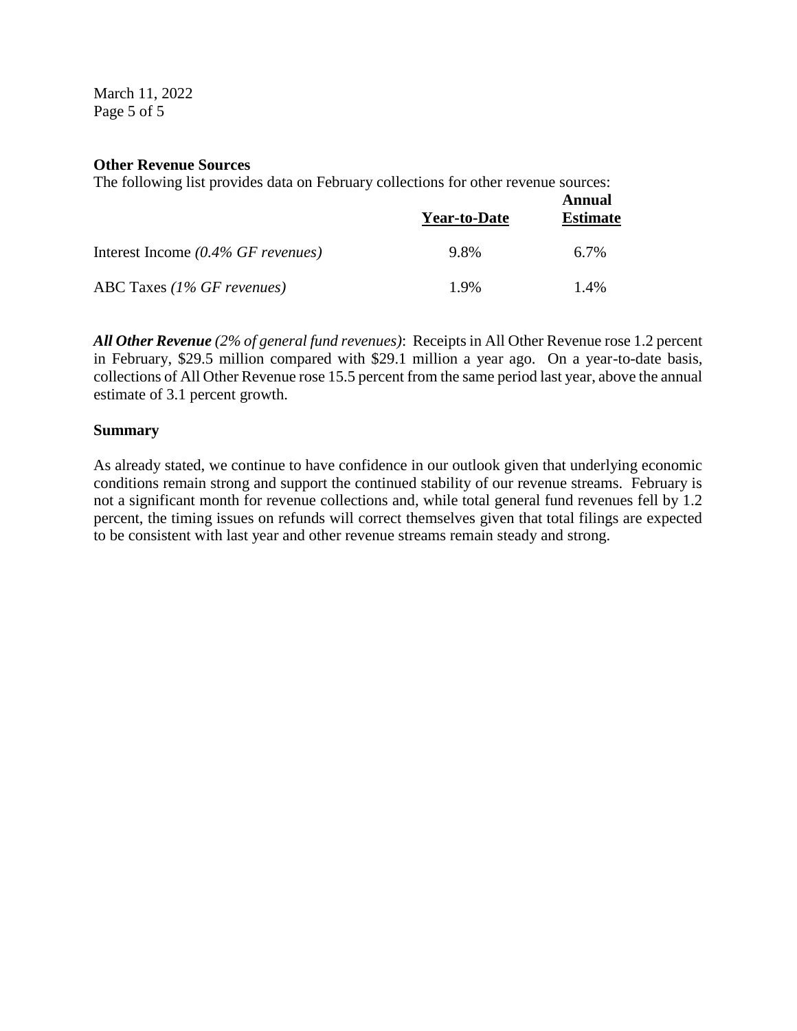**Other Revenue Sources**

The following list provides data on February collections for other revenue sources:

| | Year-to-Date | Annual Estimate |
|---|---|---|
| Interest Income *(0.4% GF revenues)* | 9.8% | 6.7% |
| ABC Taxes *(1% GF revenues)* | 1.9% | 1.4% |

***All Other Revenue*** *(2% of general fund revenues)*: Receipts in All Other Revenue rose 1.2 percent in February, $29.5 million compared with $29.1 million a year ago. On a year-to-date basis, collections of All Other Revenue rose 15.5 percent from the same period last year, above the annual estimate of 3.1 percent growth.

**Summary**

As already stated, we continue to have confidence in our outlook given that underlying economic conditions remain strong and support the continued stability of our revenue streams. February is not a significant month for revenue collections and, while total general fund revenues fell by 1.2 percent, the timing issues on refunds will correct themselves given that total filings are expected to be consistent with last year and other revenue streams remain steady and strong.